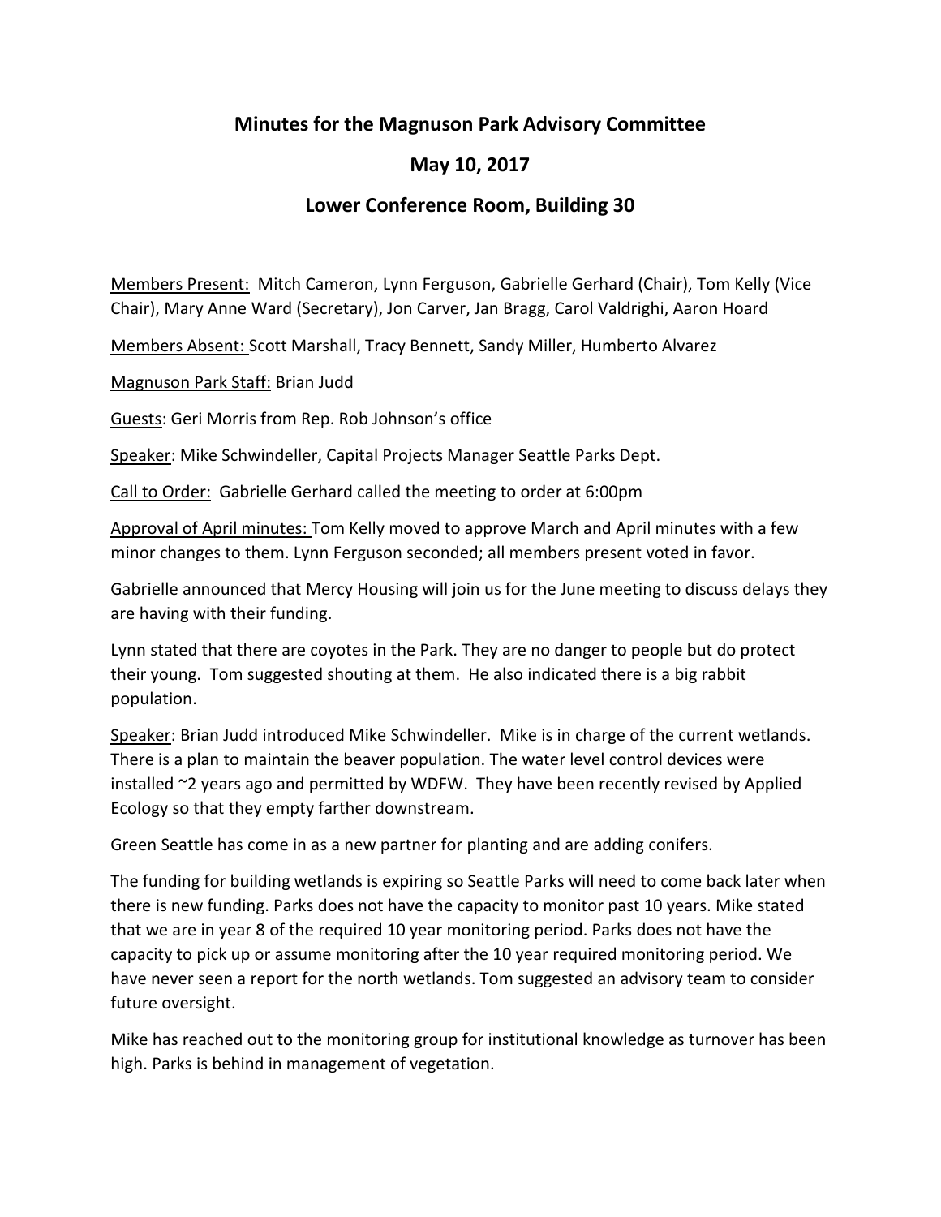# Minutes for the Magnuson Park Advisory Committee

## May 10, 2017

## Lower Conference Room, Building 30

Members Present: Mitch Cameron, Lynn Ferguson, Gabrielle Gerhard (Chair), Tom Kelly (Vice Chair), Mary Anne Ward (Secretary), Jon Carver, Jan Bragg, Carol Valdrighi, Aaron Hoard

Members Absent: Scott Marshall, Tracy Bennett, Sandy Miller, Humberto Alvarez

Magnuson Park Staff: Brian Judd

Guests: Geri Morris from Rep. Rob Johnson's office

Speaker: Mike Schwindeller, Capital Projects Manager Seattle Parks Dept.

Call to Order: Gabrielle Gerhard called the meeting to order at 6:00pm

Approval of April minutes: Tom Kelly moved to approve March and April minutes with a few minor changes to them. Lynn Ferguson seconded; all members present voted in favor.

Gabrielle announced that Mercy Housing will join us for the June meeting to discuss delays they are having with their funding.

Lynn stated that there are coyotes in the Park. They are no danger to people but do protect their young. Tom suggested shouting at them. He also indicated there is a big rabbit population.

Speaker: Brian Judd introduced Mike Schwindeller. Mike is in charge of the current wetlands. There is a plan to maintain the beaver population. The water level control devices were installed ~2 years ago and permitted by WDFW. They have been recently revised by Applied Ecology so that they empty farther downstream.

Green Seattle has come in as a new partner for planting and are adding conifers.

The funding for building wetlands is expiring so Seattle Parks will need to come back later when there is new funding. Parks does not have the capacity to monitor past 10 years. Mike stated that we are in year 8 of the required 10 year monitoring period. Parks does not have the capacity to pick up or assume monitoring after the 10 year required monitoring period. We have never seen a report for the north wetlands. Tom suggested an advisory team to consider future oversight.

Mike has reached out to the monitoring group for institutional knowledge as turnover has been high. Parks is behind in management of vegetation.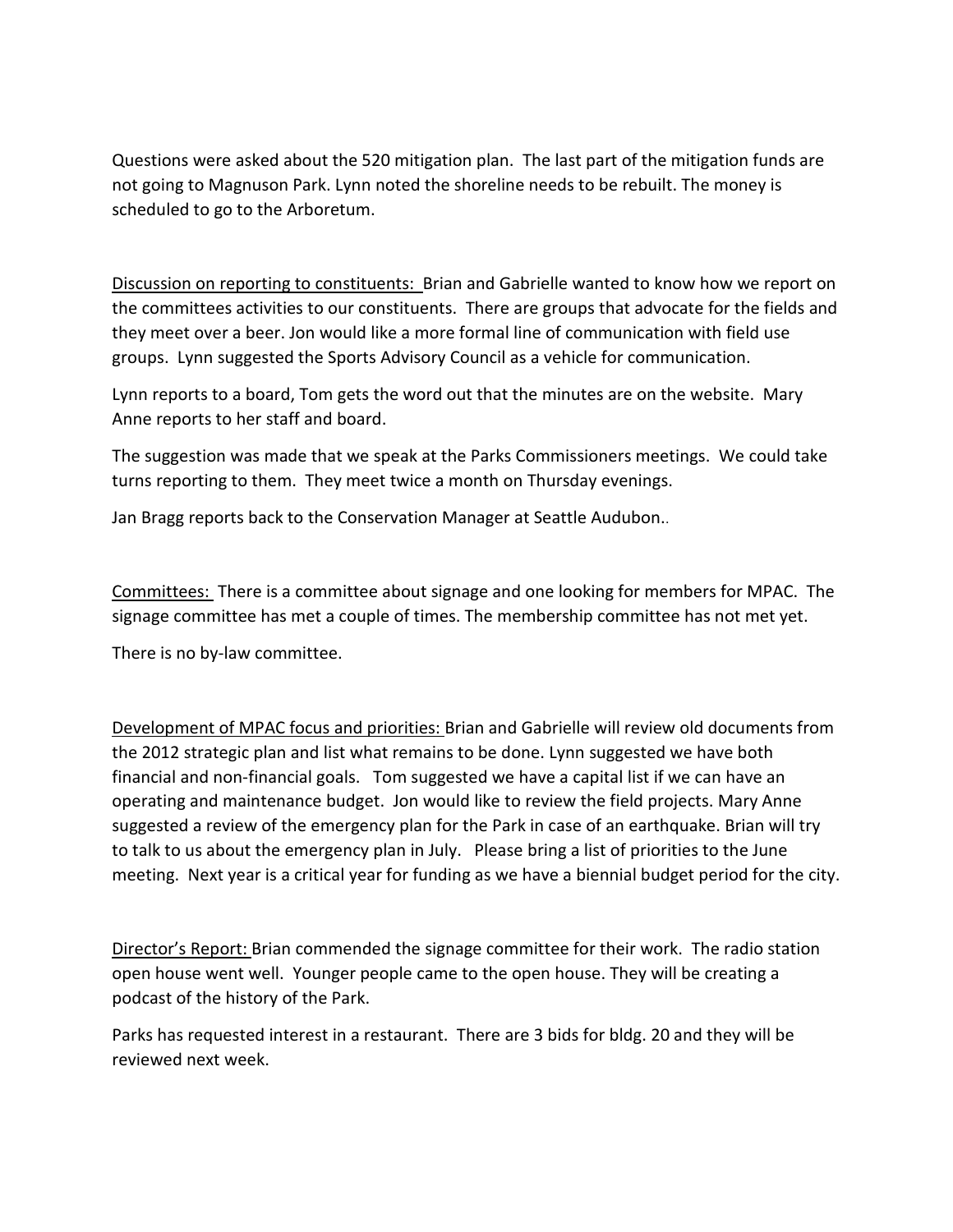Questions were asked about the 520 mitigation plan. The last part of the mitigation funds are not going to Magnuson Park. Lynn noted the shoreline needs to be rebuilt. The money is scheduled to go to the Arboretum.

<u>Discussion on reporting to constituents:</u> Brian and Gabrielle wanted to know how we report on the committees activities to our constituents. There are groups that advocate for the fields and they meet over a beer. Jon would like a more formal line of communication with field use groups. Lynn suggested the Sports Advisory Council as a vehicle for communication.

Lynn reports to a board, Tom gets the word out that the minutes are on the website. Mary Anne reports to her staff and board.

The suggestion was made that we speak at the Parks Commissioners meetings. We could take turns reporting to them. They meet twice a month on Thursday evenings.

Jan Bragg reports back to the Conservation Manager at Seattle Audubon..

<u>Committees:</u> There is a committee about signage and one looking for members for MPAC. The signage committee has met a couple of times. The membership committee has not met yet.

There is no by-law committee.

<u>Development of MPAC focus and priorities:</u> Brian and Gabrielle will review old documents from the 2012 strategic plan and list what remains to be done. Lynn suggested we have both financial and non-financial goals. Tom suggested we have a capital list if we can have an operating and maintenance budget. Jon would like to review the field projects. Mary Anne suggested a review of the emergency plan for the Park in case of an earthquake. Brian will try to talk to us about the emergency plan in July. Please bring a list of priorities to the June meeting. Next year is a critical year for funding as we have a biennial budget period for the city.

<u>Director's Report:</u> Brian commended the signage committee for their work. The radio station open house went well. Younger people came to the open house. They will be creating a podcast of the history of the Park.

Parks has requested interest in a restaurant. There are 3 bids for bldg. 20 and they will be reviewed next week.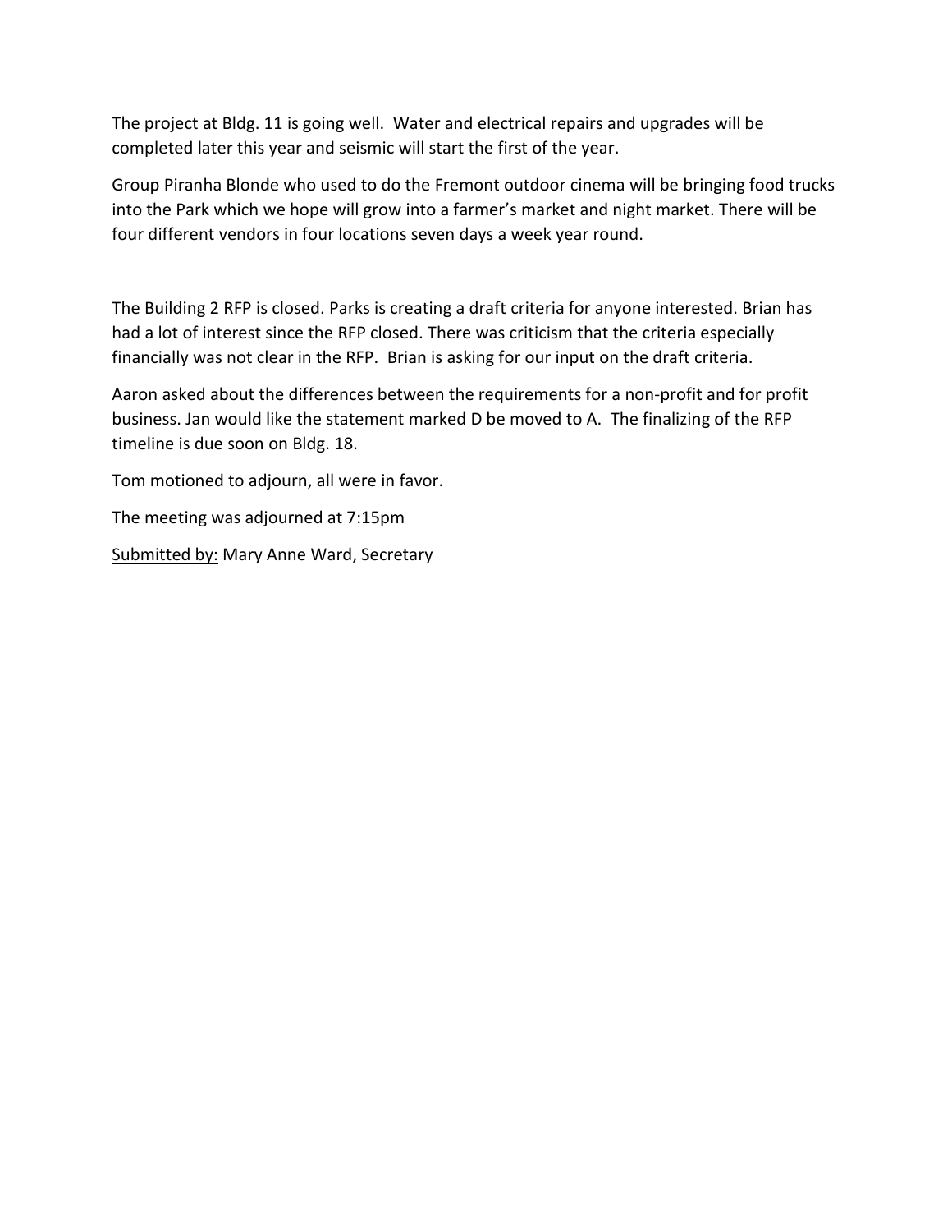The project at Bldg. 11 is going well. Water and electrical repairs and upgrades will be completed later this year and seismic will start the first of the year.

Group Piranha Blonde who used to do the Fremont outdoor cinema will be bringing food trucks into the Park which we hope will grow into a farmer's market and night market. There will be four different vendors in four locations seven days a week year round.

The Building 2 RFP is closed. Parks is creating a draft criteria for anyone interested. Brian has had a lot of interest since the RFP closed. There was criticism that the criteria especially financially was not clear in the RFP. Brian is asking for our input on the draft criteria.

Aaron asked about the differences between the requirements for a non-profit and for profit business. Jan would like the statement marked D be moved to A. The finalizing of the RFP timeline is due soon on Bldg. 18.

Tom motioned to adjourn, all were in favor.

The meeting was adjourned at 7:15pm

Submitted by: Mary Anne Ward, Secretary